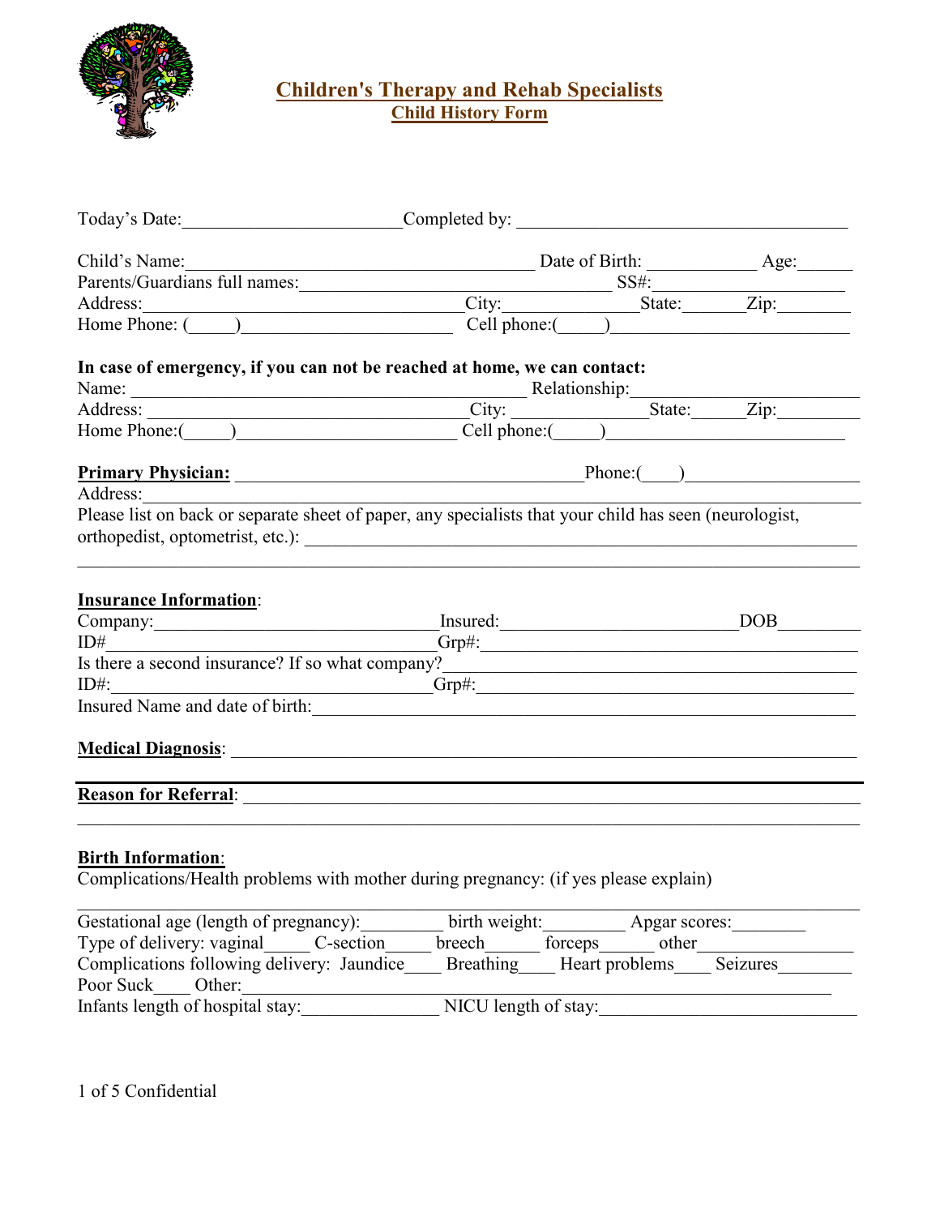# Children's Therapy and Rehab Specialists

## Child History Form

Today's Date:\_\_\_\_\_\_\_\_\_\_\_\_\_\_\_\_\_\_\_\_\_\_\_\_Completed by: \_\_\_\_\_\_\_\_\_\_\_\_\_\_\_\_\_\_\_\_\_\_\_\_\_\_\_\_\_\_\_\_\_\_\_\_\_

Child's Name:\_\_\_\_\_\_\_\_\_\_\_\_\_\_\_\_\_\_\_\_\_\_\_\_\_\_\_\_\_\_\_\_\_\_\_\_\_\_ Date of Birth: \_\_\_\_\_\_\_\_\_\_\_ Age:\_\_\_\_\_\_

Parents/Guardians full names:\_\_\_\_\_\_\_\_\_\_\_\_\_\_\_\_\_\_\_\_\_\_\_\_\_\_\_\_\_\_\_\_\_\_ SS#:\_\_\_\_\_\_\_\_\_\_\_\_\_\_\_\_\_\_\_\_\_

Address:\_\_\_\_\_\_\_\_\_\_\_\_\_\_\_\_\_\_\_\_\_\_\_\_\_\_\_\_\_\_\_\_\_\_\_\_City:\_\_\_\_\_\_\_\_\_\_\_\_\_\_\_State:\_\_\_\_\_\_\_Zip:\_\_\_\_\_\_\_\_

Home Phone: (\_\_\_\_\_)\_\_\_\_\_\_\_\_\_\_\_\_\_\_\_\_\_\_\_\_\_\_\_ Cell phone:(\_\_\_\_\_)\_\_\_\_\_\_\_\_\_\_\_\_\_\_\_\_\_\_\_\_\_\_\_\_\_\_

**In case of emergency, if you can not be reached at home, we can contact:**

Name: \_\_\_\_\_\_\_\_\_\_\_\_\_\_\_\_\_\_\_\_\_\_\_\_\_\_\_\_\_\_\_\_\_\_\_\_\_\_\_\_\_\_\_\_\_\_ Relationship:\_\_\_\_\_\_\_\_\_\_\_\_\_\_\_\_\_\_\_\_\_\_\_\_

Address: \_\_\_\_\_\_\_\_\_\_\_\_\_\_\_\_\_\_\_\_\_\_\_\_\_\_\_\_\_\_\_\_\_\_\_\_City: \_\_\_\_\_\_\_\_\_\_\_\_\_\_\_State:\_\_\_\_\_\_Zip:\_\_\_\_\_\_\_\_\_

Home Phone:(\_\_\_\_\_)\_\_\_\_\_\_\_\_\_\_\_\_\_\_\_\_\_\_\_\_\_\_\_\_ Cell phone:(\_\_\_\_\_)\_\_\_\_\_\_\_\_\_\_\_\_\_\_\_\_\_\_\_\_\_\_\_\_\_\_

**Primary Physician:** \_\_\_\_\_\_\_\_\_\_\_\_\_\_\_\_\_\_\_\_\_\_\_\_\_\_\_\_\_\_\_\_\_\_\_\_\_\_\_\_\_Phone:(\_\_\_\_)\_\_\_\_\_\_\_\_\_\_\_\_\_\_\_\_\_\_\_

Address:\_\_\_\_\_\_\_\_\_\_\_\_\_\_\_\_\_\_\_\_\_\_\_\_\_\_\_\_\_\_\_\_\_\_\_\_\_\_\_\_\_\_\_\_\_\_\_\_\_\_\_\_\_\_\_\_\_\_\_\_\_\_\_\_\_\_\_\_\_\_\_\_\_\_\_\_\_\_\_

Please list on back or separate sheet of paper, any specialists that your child has seen (neurologist, orthopedist, optometrist, etc.): \_\_\_\_\_\_\_\_\_\_\_\_\_\_\_\_\_\_\_\_\_\_\_\_\_\_\_\_\_\_\_\_\_\_\_\_\_\_\_\_\_\_\_\_\_\_\_\_\_\_\_\_\_\_\_\_\_\_\_\_\_\_\_

\_\_\_\_\_\_\_\_\_\_\_\_\_\_\_\_\_\_\_\_\_\_\_\_\_\_\_\_\_\_\_\_\_\_\_\_\_\_\_\_\_\_\_\_\_\_\_\_\_\_\_\_\_\_\_\_\_\_\_\_\_\_\_\_\_\_\_\_\_\_\_\_\_\_\_\_\_\_\_\_\_\_\_\_\_\_\_

**Insurance Information**:

Company:\_\_\_\_\_\_\_\_\_\_\_\_\_\_\_\_\_\_\_\_\_\_\_\_\_\_\_\_\_\_\_Insured:\_\_\_\_\_\_\_\_\_\_\_\_\_\_\_\_\_\_\_\_\_\_\_\_\_\_DOB\_\_\_\_\_\_\_\_\_

ID#\_\_\_\_\_\_\_\_\_\_\_\_\_\_\_\_\_\_\_\_\_\_\_\_\_\_\_\_\_\_\_\_\_\_\_\_\_Grp#:\_\_\_\_\_\_\_\_\_\_\_\_\_\_\_\_\_\_\_\_\_\_\_\_\_\_\_\_\_\_\_\_\_\_\_\_\_\_\_\_\_

Is there a second insurance? If so what company?\_\_\_\_\_\_\_\_\_\_\_\_\_\_\_\_\_\_\_\_\_\_\_\_\_\_\_\_\_\_\_\_\_\_\_\_\_\_\_\_\_\_\_\_\_\_

ID#:\_\_\_\_\_\_\_\_\_\_\_\_\_\_\_\_\_\_\_\_\_\_\_\_\_\_\_\_\_\_\_\_\_\_\_\_Grp#:\_\_\_\_\_\_\_\_\_\_\_\_\_\_\_\_\_\_\_\_\_\_\_\_\_\_\_\_\_\_\_\_\_\_\_\_\_\_\_\_\_

Insured Name and date of birth:\_\_\_\_\_\_\_\_\_\_\_\_\_\_\_\_\_\_\_\_\_\_\_\_\_\_\_\_\_\_\_\_\_\_\_\_\_\_\_\_\_\_\_\_\_\_\_\_\_\_\_\_\_\_\_\_\_\_\_\_\_\_

**Medical Diagnosis**: \_\_\_\_\_\_\_\_\_\_\_\_\_\_\_\_\_\_\_\_\_\_\_\_\_\_\_\_\_\_\_\_\_\_\_\_\_\_\_\_\_\_\_\_\_\_\_\_\_\_\_\_\_\_\_\_\_\_\_\_\_\_\_\_\_\_\_\_\_\_\_\_

---

**Reason for Referral**: \_\_\_\_\_\_\_\_\_\_\_\_\_\_\_\_\_\_\_\_\_\_\_\_\_\_\_\_\_\_\_\_\_\_\_\_\_\_\_\_\_\_\_\_\_\_\_\_\_\_\_\_\_\_\_\_\_\_\_\_\_\_\_\_\_\_\_\_\_\_

\_\_\_\_\_\_\_\_\_\_\_\_\_\_\_\_\_\_\_\_\_\_\_\_\_\_\_\_\_\_\_\_\_\_\_\_\_\_\_\_\_\_\_\_\_\_\_\_\_\_\_\_\_\_\_\_\_\_\_\_\_\_\_\_\_\_\_\_\_\_\_\_\_\_\_\_\_\_\_\_\_\_\_\_\_\_\_

**Birth Information**:

Complications/Health problems with mother during pregnancy: (if yes please explain)

\_\_\_\_\_\_\_\_\_\_\_\_\_\_\_\_\_\_\_\_\_\_\_\_\_\_\_\_\_\_\_\_\_\_\_\_\_\_\_\_\_\_\_\_\_\_\_\_\_\_\_\_\_\_\_\_\_\_\_\_\_\_\_\_\_\_\_\_\_\_\_\_\_\_\_\_\_\_\_\_\_\_\_\_\_\_\_

Gestational age (length of pregnancy):\_\_\_\_\_\_\_\_\_ birth weight:\_\_\_\_\_\_\_\_\_ Apgar scores:\_\_\_\_\_\_\_\_

Type of delivery: vaginal\_\_\_\_\_ C-section\_\_\_\_\_ breech\_\_\_\_\_\_ forceps\_\_\_\_\_\_ other\_\_\_\_\_\_\_\_\_\_\_\_\_\_\_\_\_

Complications following delivery: Jaundice\_\_\_\_ Breathing\_\_\_\_ Heart problems\_\_\_\_ Seizures\_\_\_\_\_\_\_\_

Poor Suck\_\_\_\_ Other:\_\_\_\_\_\_\_\_\_\_\_\_\_\_\_\_\_\_\_\_\_\_\_\_\_\_\_\_\_\_\_\_\_\_\_\_\_\_\_\_\_\_\_\_\_\_\_\_\_\_\_\_\_\_\_\_\_\_\_\_\_\_\_\_\_\_\_\_\_

Infants length of hospital stay:\_\_\_\_\_\_\_\_\_\_\_\_\_\_\_ NICU length of stay:\_\_\_\_\_\_\_\_\_\_\_\_\_\_\_\_\_\_\_\_\_\_\_\_\_\_\_\_

Confidential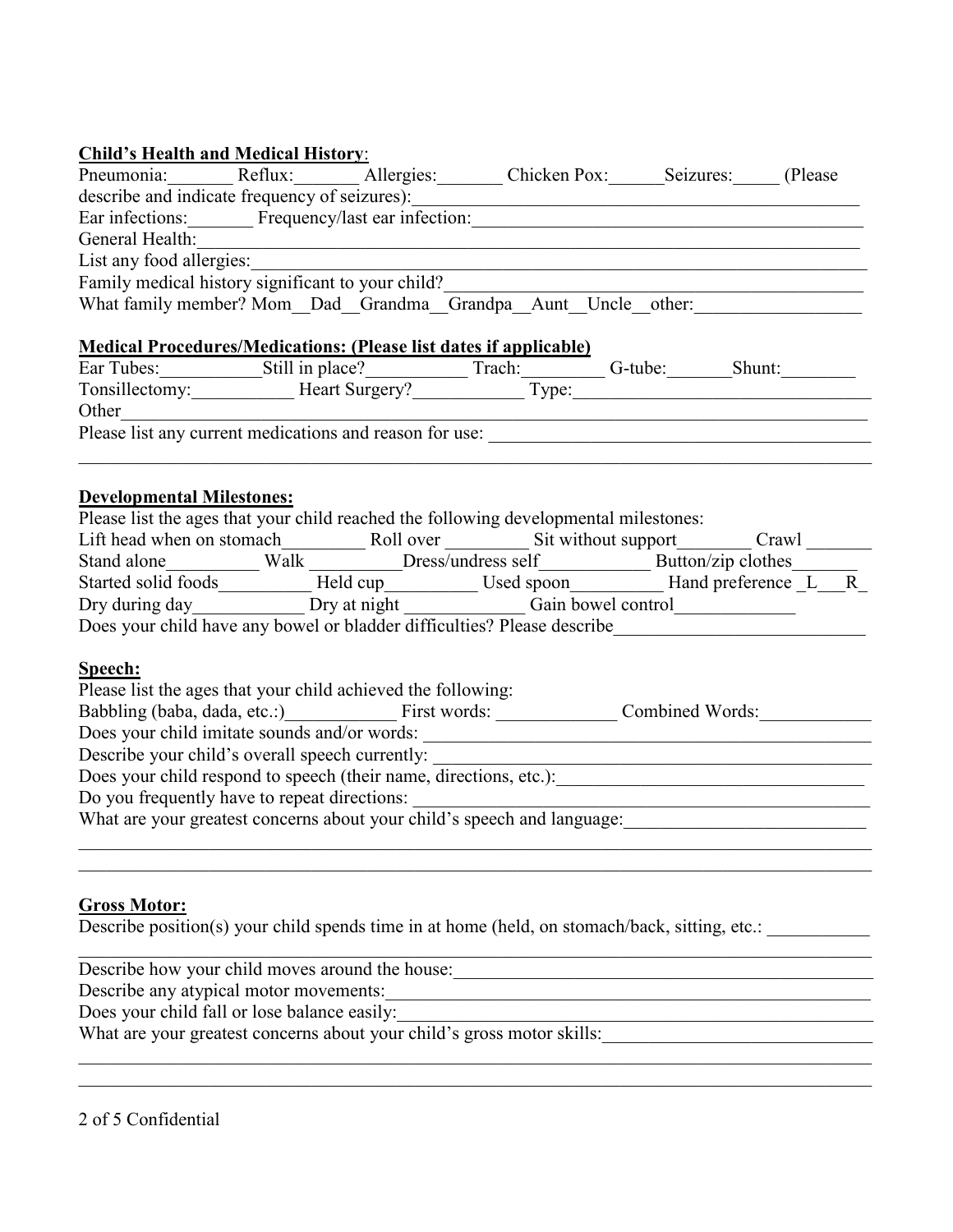**Child's Health and Medical History**:

Pneumonia:_______ Reflux:_______ Allergies:_______ Chicken Pox:______Seizures:_____ (Please describe and indicate frequency of seizures):_______________________________________________

Ear infections:_______ Frequency/last ear infection:__________________________________________

General Health:_______________________________________________________________________

List any food allergies:_________________________________________________________________

Family medical history significant to your child?_____________________________________________

What family member? Mom__Dad__Grandma__Grandpa__Aunt__Uncle__other:__________________

**Medical Procedures/Medications: (Please list dates if applicable)**

Ear Tubes:___________Still in place?__________ Trach:_________ G-tube:_______Shunt:________

Tonsillectomy:___________ Heart Surgery?____________ Type:________________________________

Other_______________________________________________________________________________

Please list any current medications and reason for use: __________________________________________

_____________________________________________________________________________________

**Developmental Milestones:**

Please list the ages that your child reached the following developmental milestones:

Lift head when on stomach_________ Roll over _________ Sit without support________ Crawl _______

Stand alone__________ Walk __________Dress/undress self____________ Button/zip clothes_______

Started solid foods__________ Held cup__________ Used spoon__________ Hand preference _L___R_

Dry during day____________ Dry at night _____________ Gain bowel control_____________

Does your child have any bowel or bladder difficulties? Please describe___________________________

**Speech:**

Please list the ages that your child achieved the following:

Babbling (baba, dada, etc.:)____________ First words: _____________ Combined Words:____________

Does your child imitate sounds and/or words: _________________________________________________

Describe your child's overall speech currently: _________________________________________________

Does your child respond to speech (their name, directions, etc.):__________________________________

Do you frequently have to repeat directions: ___________________________________________________

What are your greatest concerns about your child's speech and language:__________________________

_____________________________________________________________________________________

_____________________________________________________________________________________

**Gross Motor:**

Describe position(s) your child spends time in at home (held, on stomach/back, sitting, etc.: ___________

_____________________________________________________________________________________

Describe how your child moves around the house:_______________________________________________

Describe any atypical motor movements:_______________________________________________________

Does your child fall or lose balance easily:_____________________________________________________

What are your greatest concerns about your child's gross motor skills:_____________________________

_____________________________________________________________________________________

_____________________________________________________________________________________

Confidential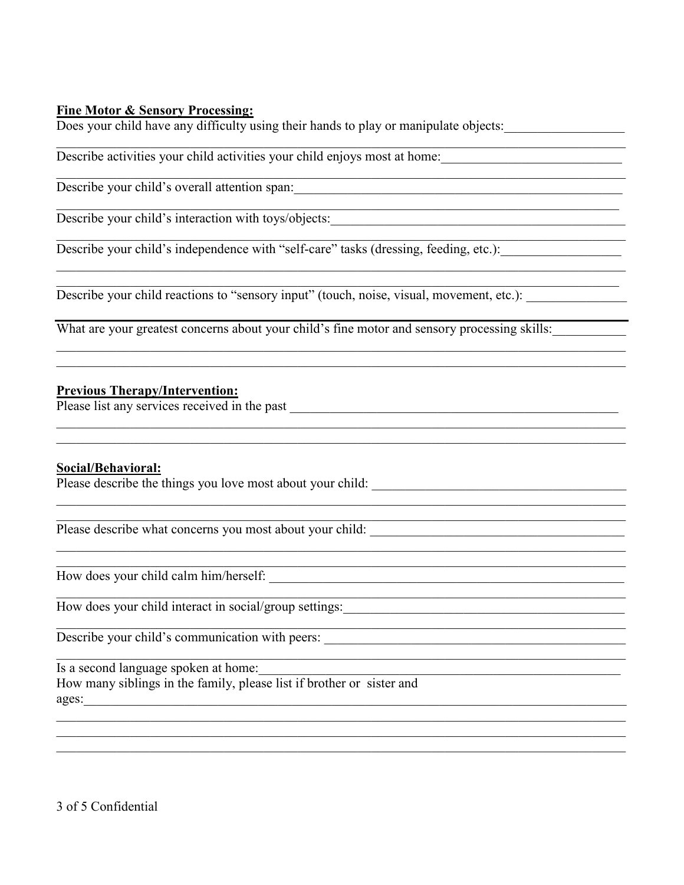**Fine Motor & Sensory Processing:**

Does your child have any difficulty using their hands to play or manipulate objects:\_\_\_\_\_\_\_\_\_\_\_\_\_\_\_\_\_\_

Describe activities your child activities your child enjoys most at home:\_\_\_\_\_\_\_\_\_\_\_\_\_\_\_\_\_\_\_\_\_\_\_\_\_\_

Describe your child's overall attention span:\_\_\_\_\_\_\_\_\_\_\_\_\_\_\_\_\_\_\_\_\_\_\_\_\_\_\_\_\_\_\_\_\_\_\_\_\_\_\_\_\_\_\_\_\_\_\_\_\_\_

Describe your child's interaction with toys/objects:\_\_\_\_\_\_\_\_\_\_\_\_\_\_\_\_\_\_\_\_\_\_\_\_\_\_\_\_\_\_\_\_\_\_\_\_\_\_\_\_\_\_\_\_

Describe your child's independence with "self-care" tasks (dressing, feeding, etc.):\_\_\_\_\_\_\_\_\_\_\_\_\_\_\_\_\_\_

Describe your child reactions to "sensory input" (touch, noise, visual, movement, etc.): \_\_\_\_\_\_\_\_\_\_\_\_\_\_\_

What are your greatest concerns about your child's fine motor and sensory processing skills:\_\_\_\_\_\_\_\_\_\_\_

**Previous Therapy/Intervention:**

Please list any services received in the past \_\_\_\_\_\_\_\_\_\_\_\_\_\_\_\_\_\_\_\_\_\_\_\_\_\_\_\_\_\_\_\_\_\_\_\_\_\_\_\_\_\_\_\_\_\_\_\_\_\_

**Social/Behavioral:**

Please describe the things you love most about your child: \_\_\_\_\_\_\_\_\_\_\_\_\_\_\_\_\_\_\_\_\_\_\_\_\_\_\_\_\_\_\_\_\_\_\_\_\_\_\_

Please describe what concerns you most about your child: \_\_\_\_\_\_\_\_\_\_\_\_\_\_\_\_\_\_\_\_\_\_\_\_\_\_\_\_\_\_\_\_\_\_\_\_\_\_\_

How does your child calm him/herself: \_\_\_\_\_\_\_\_\_\_\_\_\_\_\_\_\_\_\_\_\_\_\_\_\_\_\_\_\_\_\_\_\_\_\_\_\_\_\_\_\_\_\_\_\_\_\_\_\_\_\_\_\_\_\_

How does your child interact in social/group settings:\_\_\_\_\_\_\_\_\_\_\_\_\_\_\_\_\_\_\_\_\_\_\_\_\_\_\_\_\_\_\_\_\_\_\_\_\_\_\_\_\_\_\_

Describe your child's communication with peers: \_\_\_\_\_\_\_\_\_\_\_\_\_\_\_\_\_\_\_\_\_\_\_\_\_\_\_\_\_\_\_\_\_\_\_\_\_\_\_\_\_\_\_\_\_\_

Is a second language spoken at home:\_\_\_\_\_\_\_\_\_\_\_\_\_\_\_\_\_\_\_\_\_\_\_\_\_\_\_\_\_\_\_\_\_\_\_\_\_\_\_\_\_\_\_\_\_\_\_\_\_\_\_\_\_\_\_\_

How many siblings in the family, please list if brother or sister and ages:\_\_\_\_\_\_\_\_\_\_\_\_\_\_\_\_\_\_\_\_\_\_\_\_\_\_\_\_\_\_\_\_\_\_\_\_\_\_\_\_\_\_\_\_\_\_\_\_\_\_\_\_\_\_\_\_\_\_\_\_\_\_\_\_\_\_\_\_\_\_\_\_\_\_\_\_\_\_\_\_\_\_\_\_\_\_\_\_\_

Confidential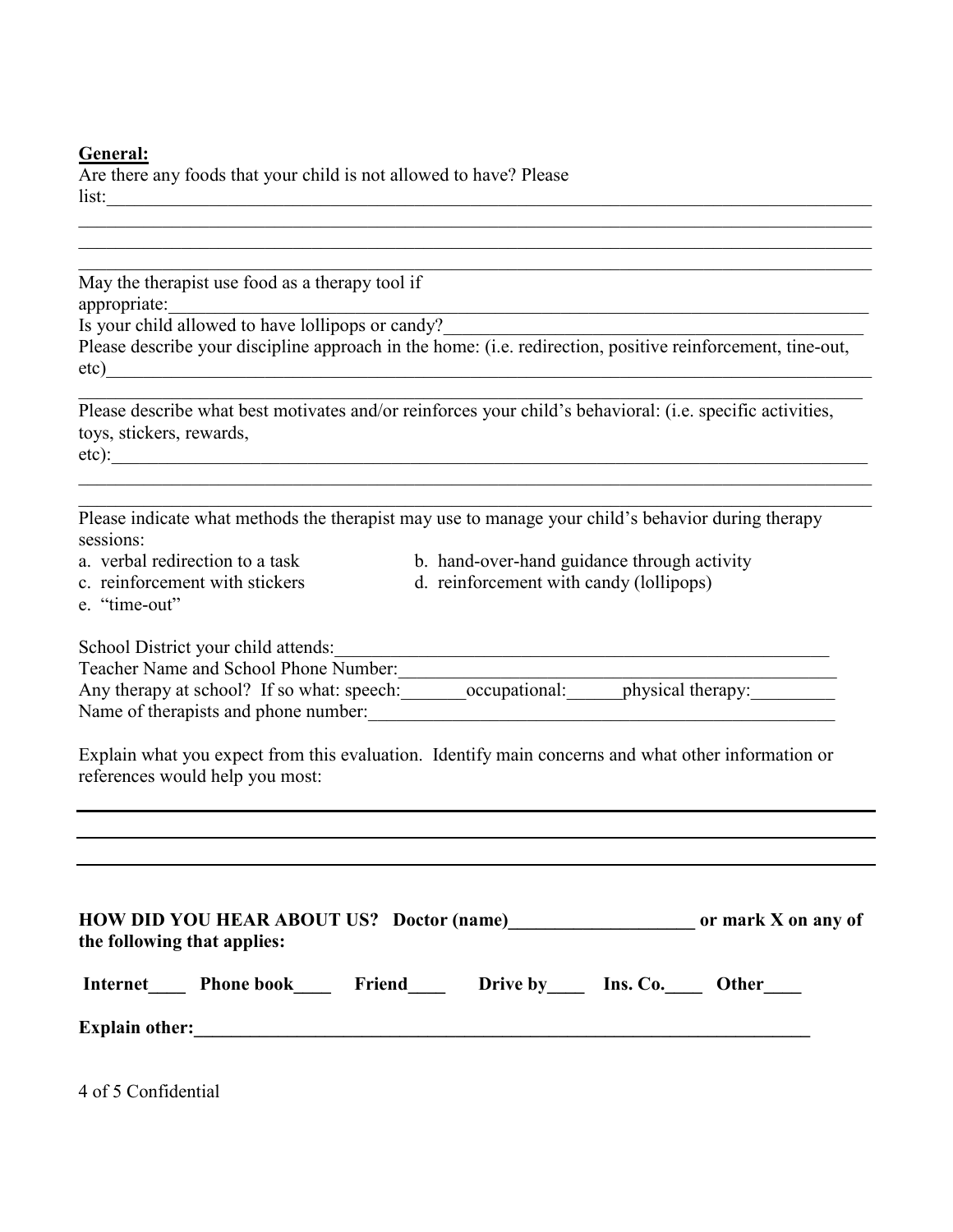**General:**

Are there any foods that your child is not allowed to have? Please list:\_\_\_\_\_\_\_\_\_\_\_\_\_\_\_\_\_\_\_\_\_\_\_\_\_\_\_\_\_\_\_\_\_\_\_\_\_\_\_\_\_\_\_\_\_\_\_\_\_\_\_\_\_\_\_\_\_\_\_\_\_\_\_\_\_\_\_\_\_\_\_\_\_\_\_\_\_\_\_\_

\_\_\_\_\_\_\_\_\_\_\_\_\_\_\_\_\_\_\_\_\_\_\_\_\_\_\_\_\_\_\_\_\_\_\_\_\_\_\_\_\_\_\_\_\_\_\_\_\_\_\_\_\_\_\_\_\_\_\_\_\_\_\_\_\_\_\_\_\_\_\_\_\_\_\_\_\_\_\_\_\_\_\_\_\_\_

\_\_\_\_\_\_\_\_\_\_\_\_\_\_\_\_\_\_\_\_\_\_\_\_\_\_\_\_\_\_\_\_\_\_\_\_\_\_\_\_\_\_\_\_\_\_\_\_\_\_\_\_\_\_\_\_\_\_\_\_\_\_\_\_\_\_\_\_\_\_\_\_\_\_\_\_\_\_\_\_\_\_\_\_\_\_

\_\_\_\_\_\_\_\_\_\_\_\_\_\_\_\_\_\_\_\_\_\_\_\_\_\_\_\_\_\_\_\_\_\_\_\_\_\_\_\_\_\_\_\_\_\_\_\_\_\_\_\_\_\_\_\_\_\_\_\_\_\_\_\_\_\_\_\_\_\_\_\_\_\_\_\_\_\_\_\_\_\_\_\_\_\_

May the therapist use food as a therapy tool if appropriate:\_\_\_\_\_\_\_\_\_\_\_\_\_\_\_\_\_\_\_\_\_\_\_\_\_\_\_\_\_\_\_\_\_\_\_\_\_\_\_\_\_\_\_\_\_\_\_\_\_\_\_\_\_\_\_\_\_\_\_\_\_\_\_\_\_\_\_\_\_\_\_\_\_\_\_\_\_\_

Is your child allowed to have lollipops or candy?\_\_\_\_\_\_\_\_\_\_\_\_\_\_\_\_\_\_\_\_\_\_\_\_\_\_\_\_\_\_\_\_\_\_\_\_\_\_\_\_\_\_\_\_\_\_\_\_\_

Please describe your discipline approach in the home: (i.e. redirection, positive reinforcement, tine-out, etc)\_\_\_\_\_\_\_\_\_\_\_\_\_\_\_\_\_\_\_\_\_\_\_\_\_\_\_\_\_\_\_\_\_\_\_\_\_\_\_\_\_\_\_\_\_\_\_\_\_\_\_\_\_\_\_\_\_\_\_\_\_\_\_\_\_\_\_\_\_\_\_\_\_\_\_\_\_\_\_\_\_\_\_

\_\_\_\_\_\_\_\_\_\_\_\_\_\_\_\_\_\_\_\_\_\_\_\_\_\_\_\_\_\_\_\_\_\_\_\_\_\_\_\_\_\_\_\_\_\_\_\_\_\_\_\_\_\_\_\_\_\_\_\_\_\_\_\_\_\_\_\_\_\_\_\_\_\_\_\_\_\_\_\_\_\_\_\_\_

Please describe what best motivates and/or reinforces your child's behavioral: (i.e. specific activities, toys, stickers, rewards, etc):\_\_\_\_\_\_\_\_\_\_\_\_\_\_\_\_\_\_\_\_\_\_\_\_\_\_\_\_\_\_\_\_\_\_\_\_\_\_\_\_\_\_\_\_\_\_\_\_\_\_\_\_\_\_\_\_\_\_\_\_\_\_\_\_\_\_\_\_\_\_\_\_\_\_\_\_\_\_\_\_\_

\_\_\_\_\_\_\_\_\_\_\_\_\_\_\_\_\_\_\_\_\_\_\_\_\_\_\_\_\_\_\_\_\_\_\_\_\_\_\_\_\_\_\_\_\_\_\_\_\_\_\_\_\_\_\_\_\_\_\_\_\_\_\_\_\_\_\_\_\_\_\_\_\_\_\_\_\_\_\_\_\_\_\_\_\_\_

\_\_\_\_\_\_\_\_\_\_\_\_\_\_\_\_\_\_\_\_\_\_\_\_\_\_\_\_\_\_\_\_\_\_\_\_\_\_\_\_\_\_\_\_\_\_\_\_\_\_\_\_\_\_\_\_\_\_\_\_\_\_\_\_\_\_\_\_\_\_\_\_\_\_\_\_\_\_\_\_\_\_\_\_\_\_

Please indicate what methods the therapist may use to manage your child's behavior during therapy sessions:

a. verbal redirection to a task
b. hand-over-hand guidance through activity
c. reinforcement with stickers
d. reinforcement with candy (lollipops)
e. "time-out"

School District your child attends:\_\_\_\_\_\_\_\_\_\_\_\_\_\_\_\_\_\_\_\_\_\_\_\_\_\_\_\_\_\_\_\_\_\_\_\_\_\_\_\_\_\_\_\_\_\_\_\_\_\_\_\_\_\_\_\_

Teacher Name and School Phone Number:\_\_\_\_\_\_\_\_\_\_\_\_\_\_\_\_\_\_\_\_\_\_\_\_\_\_\_\_\_\_\_\_\_\_\_\_\_\_\_\_\_\_\_\_\_\_\_\_\_\_

Any therapy at school? If so what: speech:\_\_\_\_\_\_\_occupational:\_\_\_\_\_\_physical therapy:\_\_\_\_\_\_\_\_\_

Name of therapists and phone number:\_\_\_\_\_\_\_\_\_\_\_\_\_\_\_\_\_\_\_\_\_\_\_\_\_\_\_\_\_\_\_\_\_\_\_\_\_\_\_\_\_\_\_\_\_\_\_\_\_\_\_\_

Explain what you expect from this evaluation. Identify main concerns and what other information or references would help you most:

\_\_\_\_\_\_\_\_\_\_\_\_\_\_\_\_\_\_\_\_\_\_\_\_\_\_\_\_\_\_\_\_\_\_\_\_\_\_\_\_\_\_\_\_\_\_\_\_\_\_\_\_\_\_\_\_\_\_\_\_\_\_\_\_\_\_\_\_\_\_\_\_\_\_\_\_\_\_\_\_\_\_\_\_\_\_

\_\_\_\_\_\_\_\_\_\_\_\_\_\_\_\_\_\_\_\_\_\_\_\_\_\_\_\_\_\_\_\_\_\_\_\_\_\_\_\_\_\_\_\_\_\_\_\_\_\_\_\_\_\_\_\_\_\_\_\_\_\_\_\_\_\_\_\_\_\_\_\_\_\_\_\_\_\_\_\_\_\_\_\_\_\_

\_\_\_\_\_\_\_\_\_\_\_\_\_\_\_\_\_\_\_\_\_\_\_\_\_\_\_\_\_\_\_\_\_\_\_\_\_\_\_\_\_\_\_\_\_\_\_\_\_\_\_\_\_\_\_\_\_\_\_\_\_\_\_\_\_\_\_\_\_\_\_\_\_\_\_\_\_\_\_\_\_\_\_\_\_\_

**HOW DID YOU HEAR ABOUT US? Doctor (name)\_\_\_\_\_\_\_\_\_\_\_\_\_\_\_\_\_\_\_\_ or mark X on any of the following that applies:**

**Internet\_\_\_\_ Phone book\_\_\_\_ Friend\_\_\_\_ Drive by\_\_\_\_ Ins. Co.\_\_\_\_ Other\_\_\_\_**

**Explain other:\_\_\_\_\_\_\_\_\_\_\_\_\_\_\_\_\_\_\_\_\_\_\_\_\_\_\_\_\_\_\_\_\_\_\_\_\_\_\_\_\_\_\_\_\_\_\_\_\_\_\_\_\_\_\_\_\_\_\_\_\_\_\_\_\_\_\_\_\_\_**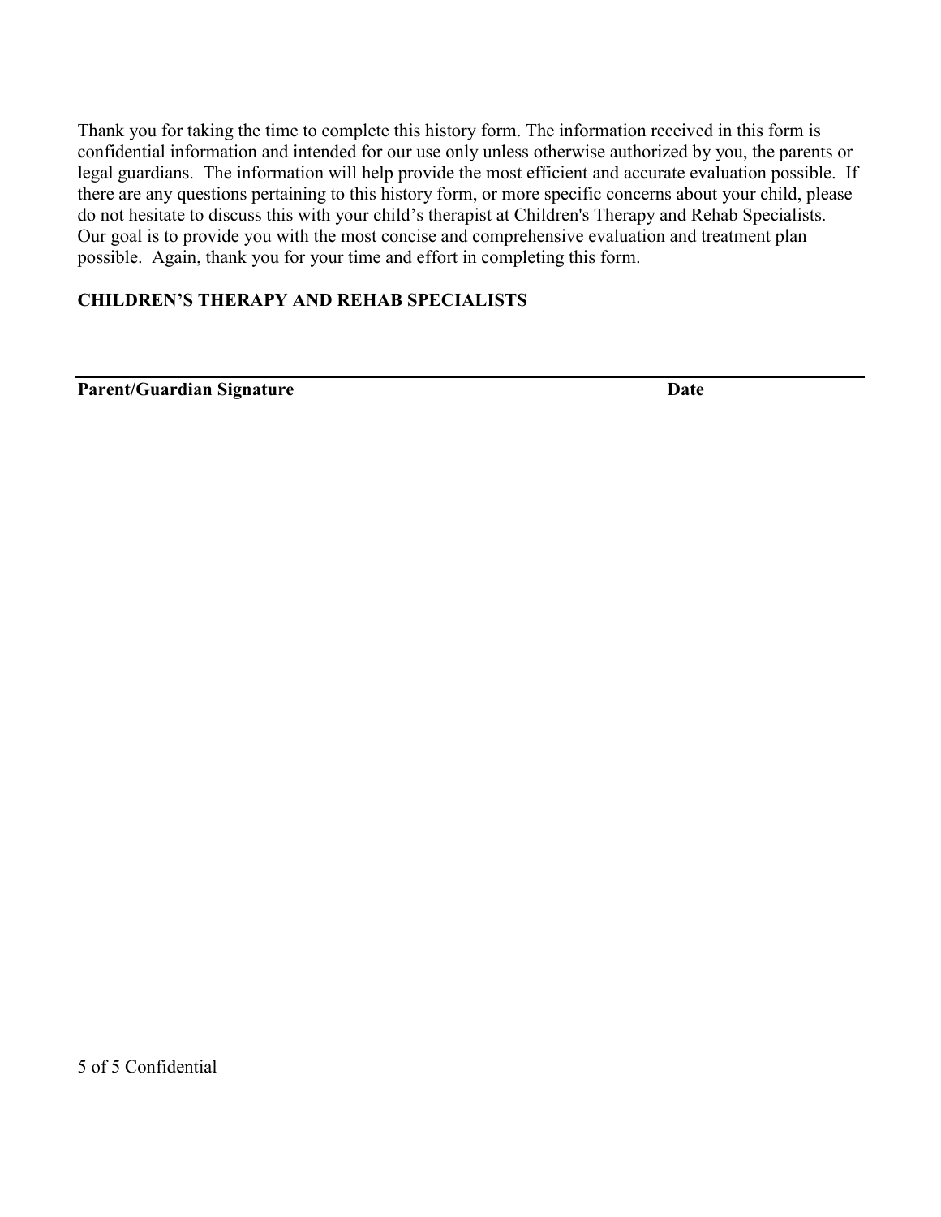Thank you for taking the time to complete this history form. The information received in this form is confidential information and intended for our use only unless otherwise authorized by you, the parents or legal guardians. The information will help provide the most efficient and accurate evaluation possible. If there are any questions pertaining to this history form, or more specific concerns about your child, please do not hesitate to discuss this with your child's therapist at Children's Therapy and Rehab Specialists. Our goal is to provide you with the most concise and comprehensive evaluation and treatment plan possible. Again, thank you for your time and effort in completing this form.

**CHILDREN'S THERAPY AND REHAB SPECIALISTS**

---

**Parent/Guardian Signature** **Date**